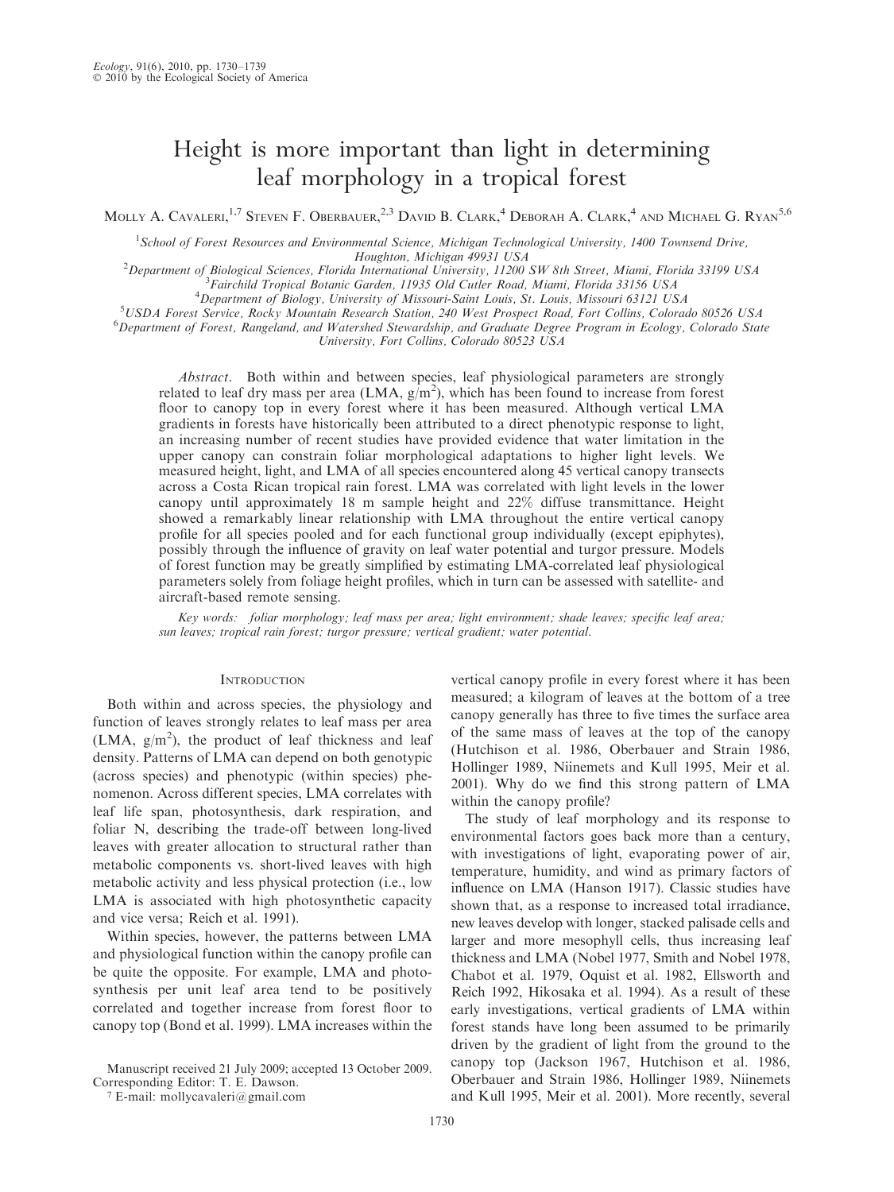# Height is more important than light in determining leaf morphology in a tropical forest

Molly A. Cavaleri,[1,7] Steven F. Oberbauer,[2,3] David B. Clark,[4] Deborah A. Clark,[4] and Michael G. Ryan[5,6]

[1]School of Forest Resources and Environmental Science, Michigan Technological University, 1400 Townsend Drive, Houghton, Michigan 49931 USA

[2]Department of Biological Sciences, Florida International University, 11200 SW 8th Street, Miami, Florida 33199 USA

[3]Fairchild Tropical Botanic Garden, 11935 Old Cutler Road, Miami, Florida 33156 USA

[4]Department of Biology, University of Missouri-Saint Louis, St. Louis, Missouri 63121 USA

[5]USDA Forest Service, Rocky Mountain Research Station, 240 West Prospect Road, Fort Collins, Colorado 80526 USA

[6]Department of Forest, Rangeland, and Watershed Stewardship, and Graduate Degree Program in Ecology, Colorado State University, Fort Collins, Colorado 80523 USA

*Abstract*. Both within and between species, leaf physiological parameters are strongly related to leaf dry mass per area (LMA, $g/m^2$), which has been found to increase from forest floor to canopy top in every forest where it has been measured. Although vertical LMA gradients in forests have historically been attributed to a direct phenotypic response to light, an increasing number of recent studies have provided evidence that water limitation in the upper canopy can constrain foliar morphological adaptations to higher light levels. We measured height, light, and LMA of all species encountered along 45 vertical canopy transects across a Costa Rican tropical rain forest. LMA was correlated with light levels in the lower canopy until approximately 18 m sample height and 22% diffuse transmittance. Height showed a remarkably linear relationship with LMA throughout the entire vertical canopy profile for all species pooled and for each functional group individually (except epiphytes), possibly through the influence of gravity on leaf water potential and turgor pressure. Models of forest function may be greatly simplified by estimating LMA-correlated leaf physiological parameters solely from foliage height profiles, which in turn can be assessed with satellite- and aircraft-based remote sensing.

*Key words: foliar morphology; leaf mass per area; light environment; shade leaves; specific leaf area; sun leaves; tropical rain forest; turgor pressure; vertical gradient; water potential.*

## Introduction

Both within and across species, the physiology and function of leaves strongly relates to leaf mass per area (LMA, $g/m^2$), the product of leaf thickness and leaf density. Patterns of LMA can depend on both genotypic (across species) and phenotypic (within species) phenomenon. Across different species, LMA correlates with leaf life span, photosynthesis, dark respiration, and foliar N, describing the trade-off between long-lived leaves with greater allocation to structural rather than metabolic components vs. short-lived leaves with high metabolic activity and less physical protection (i.e., low LMA is associated with high photosynthetic capacity and vice versa; Reich et al. 1991).

Within species, however, the patterns between LMA and physiological function within the canopy profile can be quite the opposite. For example, LMA and photosynthesis per unit leaf area tend to be positively correlated and together increase from forest floor to canopy top (Bond et al. 1999). LMA increases within the vertical canopy profile in every forest where it has been measured; a kilogram of leaves at the bottom of a tree canopy generally has three to five times the surface area of the same mass of leaves at the top of the canopy (Hutchison et al. 1986, Oberbauer and Strain 1986, Hollinger 1989, Niinemets and Kull 1995, Meir et al. 2001). Why do we find this strong pattern of LMA within the canopy profile?

The study of leaf morphology and its response to environmental factors goes back more than a century, with investigations of light, evaporating power of air, temperature, humidity, and wind as primary factors of influence on LMA (Hanson 1917). Classic studies have shown that, as a response to increased total irradiance, new leaves develop with longer, stacked palisade cells and larger and more mesophyll cells, thus increasing leaf thickness and LMA (Nobel 1977, Smith and Nobel 1978, Chabot et al. 1979, Oquist et al. 1982, Ellsworth and Reich 1992, Hikosaka et al. 1994). As a result of these early investigations, vertical gradients of LMA within forest stands have long been assumed to be primarily driven by the gradient of light from the ground to the canopy top (Jackson 1967, Hutchison et al. 1986, Oberbauer and Strain 1986, Hollinger 1989, Niinemets and Kull 1995, Meir et al. 2001). More recently, several

Manuscript received 21 July 2009; accepted 13 October 2009. Corresponding Editor: T. E. Dawson.

[7] E-mail: mollycavaleri@gmail.com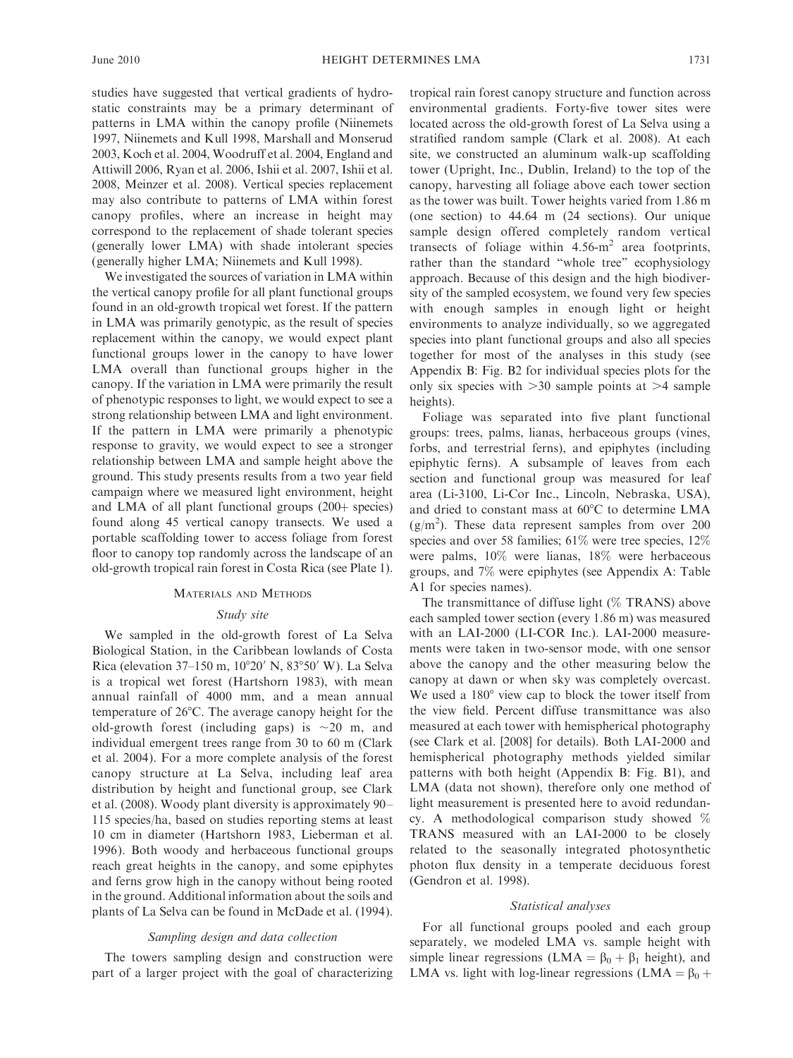studies have suggested that vertical gradients of hydrostatic constraints may be a primary determinant of patterns in LMA within the canopy profile (Niinemets 1997, Niinemets and Kull 1998, Marshall and Monserud 2003, Koch et al. 2004, Woodruff et al. 2004, England and Attiwill 2006, Ryan et al. 2006, Ishii et al. 2007, Ishii et al. 2008, Meinzer et al. 2008). Vertical species replacement may also contribute to patterns of LMA within forest canopy profiles, where an increase in height may correspond to the replacement of shade tolerant species (generally lower LMA) with shade intolerant species (generally higher LMA; Niinemets and Kull 1998).

We investigated the sources of variation in LMA within the vertical canopy profile for all plant functional groups found in an old-growth tropical wet forest. If the pattern in LMA was primarily genotypic, as the result of species replacement within the canopy, we would expect plant functional groups lower in the canopy to have lower LMA overall than functional groups higher in the canopy. If the variation in LMA were primarily the result of phenotypic responses to light, we would expect to see a strong relationship between LMA and light environment. If the pattern in LMA were primarily a phenotypic response to gravity, we would expect to see a stronger relationship between LMA and sample height above the ground. This study presents results from a two year field campaign where we measured light environment, height and LMA of all plant functional groups (200+ species) found along 45 vertical canopy transects. We used a portable scaffolding tower to access foliage from forest floor to canopy top randomly across the landscape of an old-growth tropical rain forest in Costa Rica (see Plate 1).

## Materials and Methods

### *Study site*

We sampled in the old-growth forest of La Selva Biological Station, in the Caribbean lowlands of Costa Rica (elevation 37–150 m, 10°20′ N, 83°50′ W). La Selva is a tropical wet forest (Hartshorn 1983), with mean annual rainfall of 4000 mm, and a mean annual temperature of 26°C. The average canopy height for the old-growth forest (including gaps) is ~20 m, and individual emergent trees range from 30 to 60 m (Clark et al. 2004). For a more complete analysis of the forest canopy structure at La Selva, including leaf area distribution by height and functional group, see Clark et al. (2008). Woody plant diversity is approximately 90–115 species/ha, based on studies reporting stems at least 10 cm in diameter (Hartshorn 1983, Lieberman et al. 1996). Both woody and herbaceous functional groups reach great heights in the canopy, and some epiphytes and ferns grow high in the canopy without being rooted in the ground. Additional information about the soils and plants of La Selva can be found in McDade et al. (1994).

### *Sampling design and data collection*

The towers sampling design and construction were part of a larger project with the goal of characterizing tropical rain forest canopy structure and function across environmental gradients. Forty-five tower sites were located across the old-growth forest of La Selva using a stratified random sample (Clark et al. 2008). At each site, we constructed an aluminum walk-up scaffolding tower (Upright, Inc., Dublin, Ireland) to the top of the canopy, harvesting all foliage above each tower section as the tower was built. Tower heights varied from 1.86 m (one section) to 44.64 m (24 sections). Our unique sample design offered completely random vertical transects of foliage within 4.56-$m^2$ area footprints, rather than the standard "whole tree" ecophysiology approach. Because of this design and the high biodiversity of the sampled ecosystem, we found very few species with enough samples in enough light or height environments to analyze individually, so we aggregated species into plant functional groups and also all species together for most of the analyses in this study (see Appendix B: Fig. B2 for individual species plots for the only six species with >30 sample points at >4 sample heights).

Foliage was separated into five plant functional groups: trees, palms, lianas, herbaceous groups (vines, forbs, and terrestrial ferns), and epiphytes (including epiphytic ferns). A subsample of leaves from each section and functional group was measured for leaf area (Li-3100, Li-Cor Inc., Lincoln, Nebraska, USA), and dried to constant mass at 60°C to determine LMA ($g/m^2$). These data represent samples from over 200 species and over 58 families; 61% were tree species, 12% were palms, 10% were lianas, 18% were herbaceous groups, and 7% were epiphytes (see Appendix A: Table A1 for species names).

The transmittance of diffuse light (% TRANS) above each sampled tower section (every 1.86 m) was measured with an LAI-2000 (LI-COR Inc.). LAI-2000 measurements were taken in two-sensor mode, with one sensor above the canopy and the other measuring below the canopy at dawn or when sky was completely overcast. We used a 180° view cap to block the tower itself from the view field. Percent diffuse transmittance was also measured at each tower with hemispherical photography (see Clark et al. [2008] for details). Both LAI-2000 and hemispherical photography methods yielded similar patterns with both height (Appendix B: Fig. B1), and LMA (data not shown), therefore only one method of light measurement is presented here to avoid redundancy. A methodological comparison study showed % TRANS measured with an LAI-2000 to be closely related to the seasonally integrated photosynthetic photon flux density in a temperate deciduous forest (Gendron et al. 1998).

### *Statistical analyses*

For all functional groups pooled and each group separately, we modeled LMA vs. sample height with simple linear regressions ($\text{LMA} = \beta_0 + \beta_1$ height), and LMA vs. light with log-linear regressions ($\text{LMA} = \beta_0 +$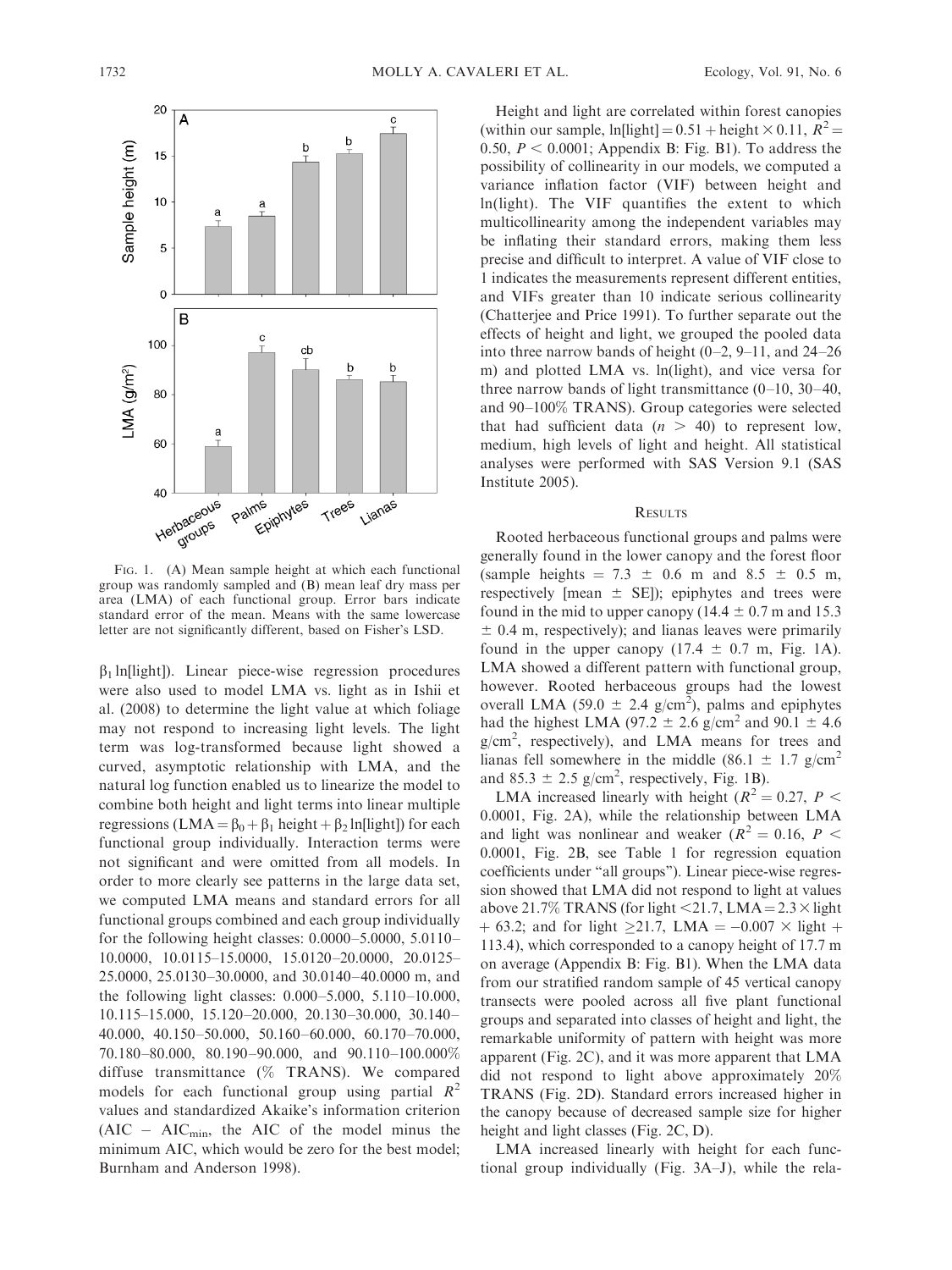FIG. 1. (A) Mean sample height at which each functional group was randomly sampled and (B) mean leaf dry mass per area (LMA) of each functional group. Error bars indicate standard error of the mean. Means with the same lowercase letter are not significantly different, based on Fisher's LSD.

$\beta_1$ ln[light]). Linear piece-wise regression procedures were also used to model LMA vs. light as in Ishii et al. (2008) to determine the light value at which foliage may not respond to increasing light levels. The light term was log-transformed because light showed a curved, asymptotic relationship with LMA, and the natural log function enabled us to linearize the model to combine both height and light terms into linear multiple regressions (LMA $= \beta_0 + \beta_1$ height $+ \beta_2$ ln[light]) for each functional group individually. Interaction terms were not significant and were omitted from all models. In order to more clearly see patterns in the large data set, we computed LMA means and standard errors for all functional groups combined and each group individually for the following height classes: 0.0000–5.0000, 5.0110–10.0000, 10.0115–15.0000, 15.0120–20.0000, 20.0125–25.0000, 25.0130–30.0000, and 30.0140–40.0000 m, and the following light classes: 0.000–5.000, 5.110–10.000, 10.115–15.000, 15.120–20.000, 20.130–30.000, 30.140–40.000, 40.150–50.000, 50.160–60.000, 60.170–70.000, 70.180–80.000, 80.190–90.000, and 90.110–100.000% diffuse transmittance (% TRANS). We compared models for each functional group using partial $R^2$ values and standardized Akaike's information criterion (AIC – $AIC_{min}$, the AIC of the model minus the minimum AIC, which would be zero for the best model; Burnham and Anderson 1998).

Height and light are correlated within forest canopies (within our sample, ln[light] $= 0.51 +$ height $\times 0.11$, $R^2 = 0.50$, $P < 0.0001$; Appendix B: Fig. B1). To address the possibility of collinearity in our models, we computed a variance inflation factor (VIF) between height and ln(light). The VIF quantifies the extent to which multicollinearity among the independent variables may be inflating their standard errors, making them less precise and difficult to interpret. A value of VIF close to 1 indicates the measurements represent different entities, and VIFs greater than 10 indicate serious collinearity (Chatterjee and Price 1991). To further separate out the effects of height and light, we grouped the pooled data into three narrow bands of height (0–2, 9–11, and 24–26 m) and plotted LMA vs. ln(light), and vice versa for three narrow bands of light transmittance (0–10, 30–40, and 90–100% TRANS). Group categories were selected that had sufficient data ($n > 40$) to represent low, medium, high levels of light and height. All statistical analyses were performed with SAS Version 9.1 (SAS Institute 2005).

## RESULTS

Rooted herbaceous functional groups and palms were generally found in the lower canopy and the forest floor (sample heights $= 7.3 \pm 0.6$ m and $8.5 \pm 0.5$ m, respectively [mean $\pm$ SE]); epiphytes and trees were found in the mid to upper canopy ($14.4 \pm 0.7$ m and $15.3 \pm 0.4$ m, respectively); and lianas leaves were primarily found in the upper canopy ($17.4 \pm 0.7$ m, Fig. 1A). LMA showed a different pattern with functional group, however. Rooted herbaceous groups had the lowest overall LMA ($59.0 \pm 2.4$ g/cm$^2$), palms and epiphytes had the highest LMA ($97.2 \pm 2.6$ g/cm$^2$ and $90.1 \pm 4.6$ g/cm$^2$, respectively), and LMA means for trees and lianas fell somewhere in the middle ($86.1 \pm 1.7$ g/cm$^2$ and $85.3 \pm 2.5$ g/cm$^2$, respectively, Fig. 1B).

LMA increased linearly with height ($R^2 = 0.27$, $P < 0.0001$, Fig. 2A), while the relationship between LMA and light was nonlinear and weaker ($R^2 = 0.16$, $P < 0.0001$, Fig. 2B, see Table 1 for regression equation coefficients under "all groups"). Linear piece-wise regression showed that LMA did not respond to light at values above 21.7% TRANS (for light $<21.7$, LMA $= 2.3 \times$ light $+ 63.2$; and for light $\geq 21.7$, LMA $= -0.007 \times$ light $+ 113.4$), which corresponded to a canopy height of 17.7 m on average (Appendix B: Fig. B1). When the LMA data from our stratified random sample of 45 vertical canopy transects were pooled across all five plant functional groups and separated into classes of height and light, the remarkable uniformity of pattern with height was more apparent (Fig. 2C), and it was more apparent that LMA did not respond to light above approximately 20% TRANS (Fig. 2D). Standard errors increased higher in the canopy because of decreased sample size for higher height and light classes (Fig. 2C, D).

LMA increased linearly with height for each functional group individually (Fig. 3A–J), while the rela-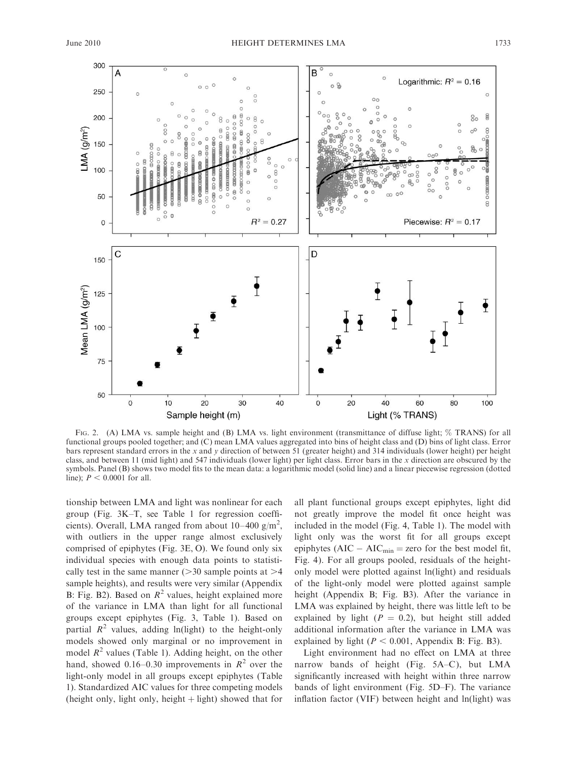FIG. 2. (A) LMA vs. sample height and (B) LMA vs. light environment (transmittance of diffuse light; % TRANS) for all functional groups pooled together; and (C) mean LMA values aggregated into bins of height class and (D) bins of light class. Error bars represent standard errors in the $x$ and $y$ direction of between 51 (greater height) and 314 individuals (lower height) per height class, and between 11 (mid light) and 547 individuals (lower light) per light class. Error bars in the $x$ direction are obscured by the symbols. Panel (B) shows two model fits to the mean data: a logarithmic model (solid line) and a linear piecewise regression (dotted line); $P < 0.0001$ for all.

tionship between LMA and light was nonlinear for each group (Fig. 3K–T, see Table 1 for regression coefficients). Overall, LMA ranged from about 10–400 g/m$^2$, with outliers in the upper range almost exclusively comprised of epiphytes (Fig. 3E, O). We found only six individual species with enough data points to statistically test in the same manner (>30 sample points at >4 sample heights), and results were very similar (Appendix B: Fig. B2). Based on $R^2$ values, height explained more of the variance in LMA than light for all functional groups except epiphytes (Fig. 3, Table 1). Based on partial $R^2$ values, adding ln(light) to the height-only models showed only marginal or no improvement in model $R^2$ values (Table 1). Adding height, on the other hand, showed 0.16–0.30 improvements in $R^2$ over the light-only model in all groups except epiphytes (Table 1). Standardized AIC values for three competing models (height only, light only, height + light) showed that for all plant functional groups except epiphytes, light did not greatly improve the model fit once height was included in the model (Fig. 4, Table 1). The model with light only was the worst fit for all groups except epiphytes ($AIC - AIC_{min}$ = zero for the best model fit, Fig. 4). For all groups pooled, residuals of the height-only model were plotted against ln(light) and residuals of the light-only model were plotted against sample height (Appendix B; Fig. B3). After the variance in LMA was explained by height, there was little left to be explained by light ($P = 0.2$), but height still added additional information after the variance in LMA was explained by light ($P < 0.001$, Appendix B: Fig. B3).

Light environment had no effect on LMA at three narrow bands of height (Fig. 5A–C), but LMA significantly increased with height within three narrow bands of light environment (Fig. 5D–F). The variance inflation factor (VIF) between height and ln(light) was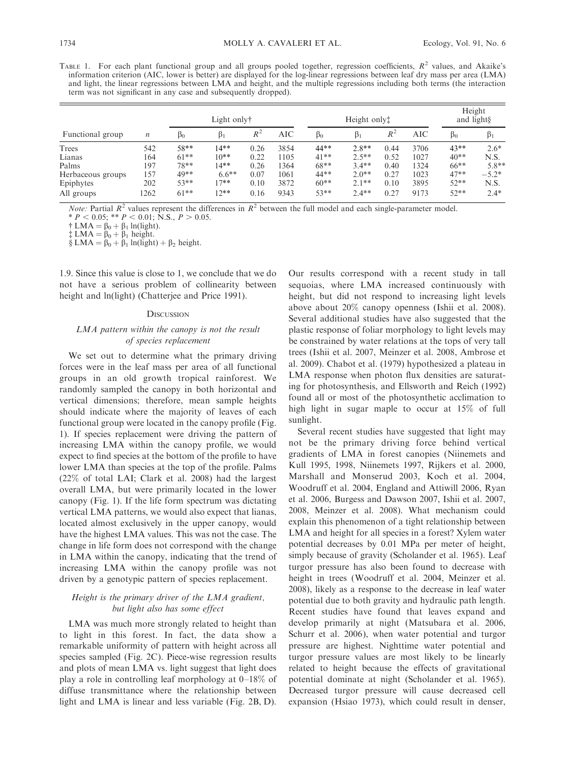TABLE 1. For each plant functional group and all groups pooled together, regression coefficients, $R^2$ values, and Akaike's information criterion (AIC, lower is better) are displayed for the log-linear regressions between leaf dry mass per area (LMA) and light, the linear regressions between LMA and height, and the multiple regressions including both terms (the interaction term was not significant in any case and subsequently dropped).

| Functional group | $n$ | Light only† | | | | Height only‡ | | | | Height and light§ | |
|---|---|---|---|---|---|---|---|---|---|---|---|
| | | $\beta_0$ | $\beta_1$ | $R^2$ | AIC | $\beta_0$ | $\beta_1$ | $R^2$ | AIC | $\beta_0$ | $\beta_1$ |
| Trees | 542 | 58** | 14** | 0.26 | 3854 | 44** | 2.8** | 0.44 | 3706 | 43** | 2.6* |
| Lianas | 164 | 61** | 10** | 0.22 | 1105 | 41** | 2.5** | 0.52 | 1027 | 40** | N.S. |
| Palms | 197 | 78** | 14** | 0.26 | 1364 | 68** | 3.4** | 0.40 | 1324 | 66** | 5.8** |
| Herbaceous groups | 157 | 49** | 6.6** | 0.07 | 1061 | 44** | 2.0** | 0.27 | 1023 | 47** | −5.2* |
| Epiphytes | 202 | 53** | 17** | 0.10 | 3872 | 60** | 2.1** | 0.10 | 3895 | 52** | N.S. |
| All groups | 1262 | 61** | 12** | 0.16 | 9343 | 53** | 2.4** | 0.27 | 9173 | 52** | 2.4* |

*Note:* Partial $R^2$ values represent the differences in $R^2$ between the full model and each single-parameter model.

* $P < 0.05$; ** $P < 0.01$; N.S., $P > 0.05$.

† $\text{LMA} = \beta_0 + \beta_1 \ln(\text{light})$.

‡ $\text{LMA} = \beta_0 + \beta_1$ height.

§ $\text{LMA} = \beta_0 + \beta_1 \ln(\text{light}) + \beta_2$ height.

1.9. Since this value is close to 1, we conclude that we do not have a serious problem of collinearity between height and ln(light) (Chatterjee and Price 1991).

## DISCUSSION

### *LMA pattern within the canopy is not the result of species replacement*

We set out to determine what the primary driving forces were in the leaf mass per area of all functional groups in an old growth tropical rainforest. We randomly sampled the canopy in both horizontal and vertical dimensions; therefore, mean sample heights should indicate where the majority of leaves of each functional group were located in the canopy profile (Fig. 1). If species replacement were driving the pattern of increasing LMA within the canopy profile, we would expect to find species at the bottom of the profile to have lower LMA than species at the top of the profile. Palms (22% of total LAI; Clark et al. 2008) had the largest overall LMA, but were primarily located in the lower canopy (Fig. 1). If the life form spectrum was dictating vertical LMA patterns, we would also expect that lianas, located almost exclusively in the upper canopy, would have the highest LMA values. This was not the case. The change in life form does not correspond with the change in LMA within the canopy, indicating that the trend of increasing LMA within the canopy profile was not driven by a genotypic pattern of species replacement.

### *Height is the primary driver of the LMA gradient, but light also has some effect*

LMA was much more strongly related to height than to light in this forest. In fact, the data show a remarkable uniformity of pattern with height across all species sampled (Fig. 2C). Piece-wise regression results and plots of mean LMA vs. light suggest that light does play a role in controlling leaf morphology at 0–18% of diffuse transmittance where the relationship between light and LMA is linear and less variable (Fig. 2B, D). Our results correspond with a recent study in tall sequoias, where LMA increased continuously with height, but did not respond to increasing light levels above about 20% canopy openness (Ishii et al. 2008). Several additional studies have also suggested that the plastic response of foliar morphology to light levels may be constrained by water relations at the tops of very tall trees (Ishii et al. 2007, Meinzer et al. 2008, Ambrose et al. 2009). Chabot et al. (1979) hypothesized a plateau in LMA response when photon flux densities are saturating for photosynthesis, and Ellsworth and Reich (1992) found all or most of the photosynthetic acclimation to high light in sugar maple to occur at 15% of full sunlight.

Several recent studies have suggested that light may not be the primary driving force behind vertical gradients of LMA in forest canopies (Niinemets and Kull 1995, 1998, Niinemets 1997, Rijkers et al. 2000, Marshall and Monserud 2003, Koch et al. 2004, Woodruff et al. 2004, England and Attiwill 2006, Ryan et al. 2006, Burgess and Dawson 2007, Ishii et al. 2007, 2008, Meinzer et al. 2008). What mechanism could explain this phenomenon of a tight relationship between LMA and height for all species in a forest? Xylem water potential decreases by 0.01 MPa per meter of height, simply because of gravity (Scholander et al. 1965). Leaf turgor pressure has also been found to decrease with height in trees (Woodruff et al. 2004, Meinzer et al. 2008), likely as a response to the decrease in leaf water potential due to both gravity and hydraulic path length. Recent studies have found that leaves expand and develop primarily at night (Matsubara et al. 2006, Schurr et al. 2006), when water potential and turgor pressure are highest. Nighttime water potential and turgor pressure values are most likely to be linearly related to height because the effects of gravitational potential dominate at night (Scholander et al. 1965). Decreased turgor pressure will cause decreased cell expansion (Hsiao 1973), which could result in denser,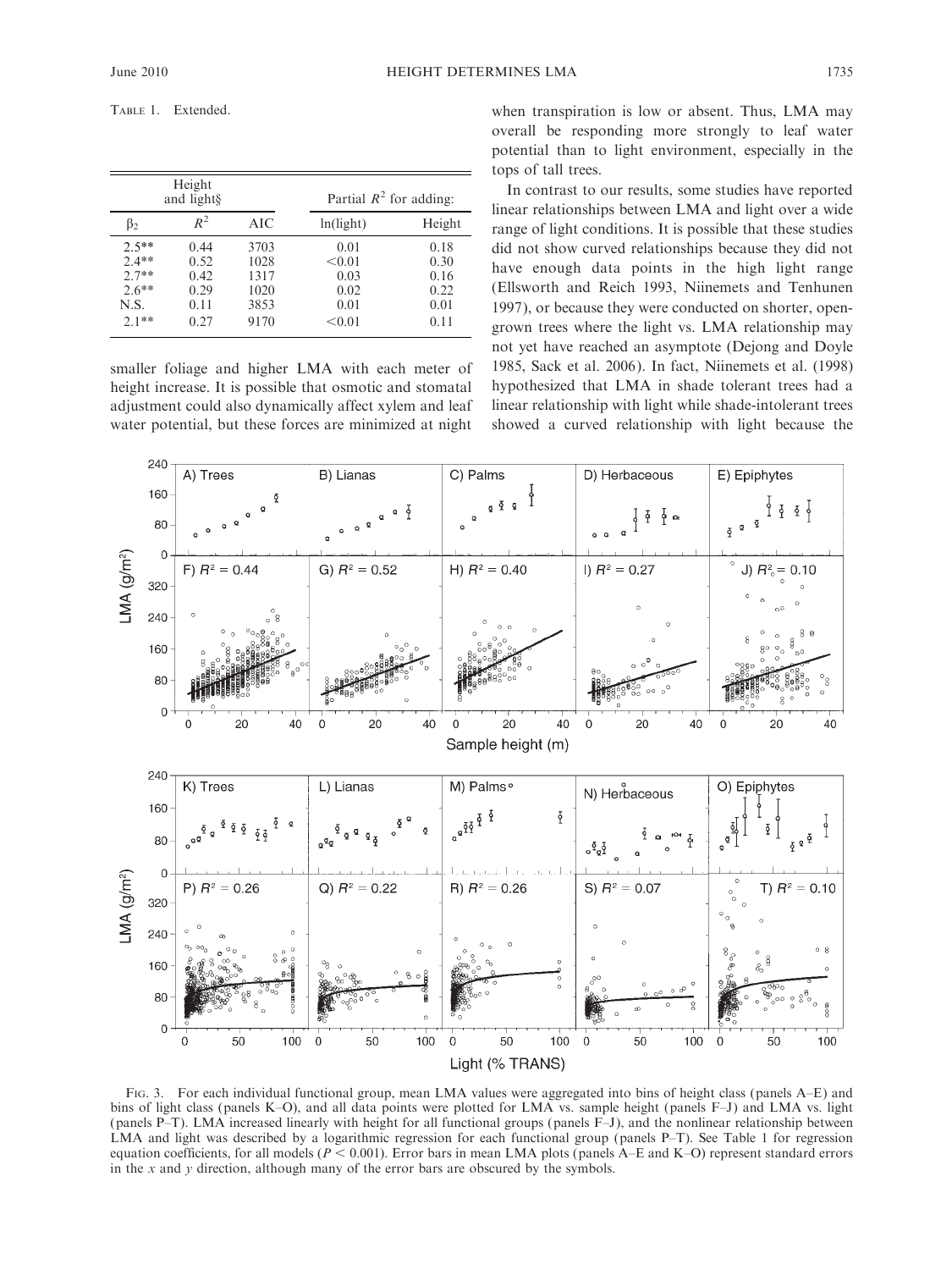TABLE 1. Extended.

| Height and light§ | | | Partial $R^2$ for adding: | |
|---|---|---|---|---|
| $\beta_2$ | $R^2$ | AIC | ln(light) | Height |
| 2.5** | 0.44 | 3703 | 0.01 | 0.18 |
| 2.4** | 0.52 | 1028 | <0.01 | 0.30 |
| 2.7** | 0.42 | 1317 | 0.03 | 0.16 |
| 2.6** | 0.29 | 1020 | 0.02 | 0.22 |
| N.S. | 0.11 | 3853 | 0.01 | 0.01 |
| 2.1** | 0.27 | 9170 | <0.01 | 0.11 |

smaller foliage and higher LMA with each meter of height increase. It is possible that osmotic and stomatal adjustment could also dynamically affect xylem and leaf water potential, but these forces are minimized at night when transpiration is low or absent. Thus, LMA may overall be responding more strongly to leaf water potential than to light environment, especially in the tops of tall trees.

In contrast to our results, some studies have reported linear relationships between LMA and light over a wide range of light conditions. It is possible that these studies did not show curved relationships because they did not have enough data points in the high light range (Ellsworth and Reich 1993, Niinemets and Tenhunen 1997), or because they were conducted on shorter, open-grown trees where the light vs. LMA relationship may not yet have reached an asymptote (Dejong and Doyle 1985, Sack et al. 2006). In fact, Niinemets et al. (1998) hypothesized that LMA in shade tolerant trees had a linear relationship with light while shade-intolerant trees showed a curved relationship with light because the

FIG. 3. For each individual functional group, mean LMA values were aggregated into bins of height class (panels A–E) and bins of light class (panels K–O), and all data points were plotted for LMA vs. sample height (panels F–J) and LMA vs. light (panels P–T). LMA increased linearly with height for all functional groups (panels F–J), and the nonlinear relationship between LMA and light was described by a logarithmic regression for each functional group (panels P–T). See Table 1 for regression equation coefficients, for all models ($P < 0.001$). Error bars in mean LMA plots (panels A–E and K–O) represent standard errors in the $x$ and $y$ direction, although many of the error bars are obscured by the symbols.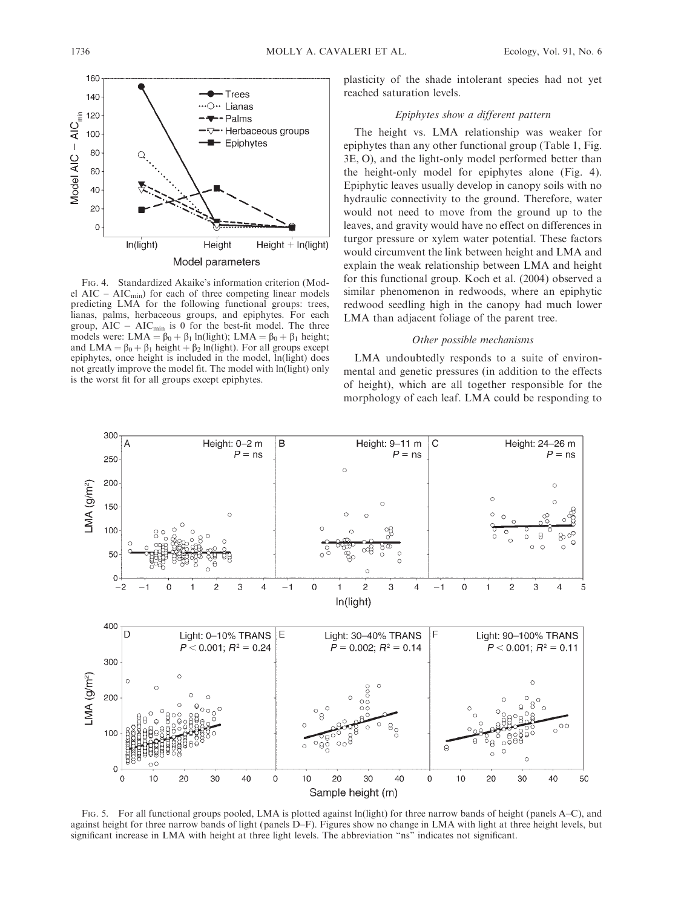FIG. 4. Standardized Akaike's information criterion (Model AIC – $AIC_{min}$) for each of three competing linear models predicting LMA for the following functional groups: trees, lianas, palms, herbaceous groups, and epiphytes. For each group, AIC – $AIC_{min}$ is 0 for the best-fit model. The three models were: LMA = $\beta_0 + \beta_1$ ln(light); LMA = $\beta_0 + \beta_1$ height; and LMA = $\beta_0 + \beta_1$ height + $\beta_2$ ln(light). For all groups except epiphytes, once height is included in the model, ln(light) does not greatly improve the model fit. The model with ln(light) only is the worst fit for all groups except epiphytes.

plasticity of the shade intolerant species had not yet reached saturation levels.

### *Epiphytes show a different pattern*

The height vs. LMA relationship was weaker for epiphytes than any other functional group (Table 1, Fig. 3E, O), and the light-only model performed better than the height-only model for epiphytes alone (Fig. 4). Epiphytic leaves usually develop in canopy soils with no hydraulic connectivity to the ground. Therefore, water would not need to move from the ground up to the leaves, and gravity would have no effect on differences in turgor pressure or xylem water potential. These factors would circumvent the link between height and LMA and explain the weak relationship between LMA and height for this functional group. Koch et al. (2004) observed a similar phenomenon in redwoods, where an epiphytic redwood seedling high in the canopy had much lower LMA than adjacent foliage of the parent tree.

### *Other possible mechanisms*

LMA undoubtedly responds to a suite of environmental and genetic pressures (in addition to the effects of height), which are all together responsible for the morphology of each leaf. LMA could be responding to

FIG. 5. For all functional groups pooled, LMA is plotted against ln(light) for three narrow bands of height (panels A–C), and against height for three narrow bands of light (panels D–F). Figures show no change in LMA with light at three height levels, but significant increase in LMA with height at three light levels. The abbreviation "ns" indicates not significant.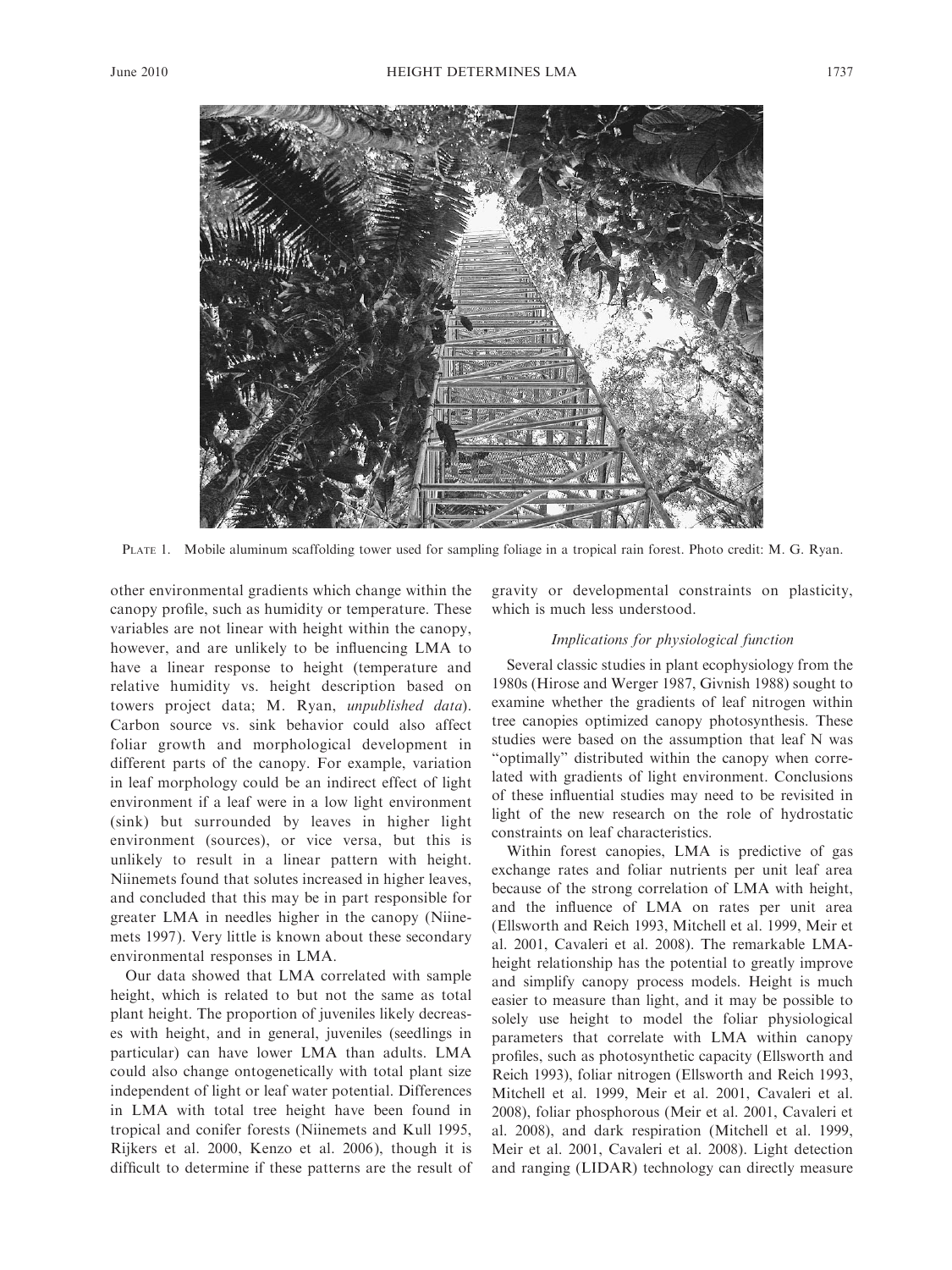PLATE 1. Mobile aluminum scaffolding tower used for sampling foliage in a tropical rain forest. Photo credit: M. G. Ryan.

other environmental gradients which change within the canopy profile, such as humidity or temperature. These variables are not linear with height within the canopy, however, and are unlikely to be influencing LMA to have a linear response to height (temperature and relative humidity vs. height description based on towers project data; M. Ryan, *unpublished data*). Carbon source vs. sink behavior could also affect foliar growth and morphological development in different parts of the canopy. For example, variation in leaf morphology could be an indirect effect of light environment if a leaf were in a low light environment (sink) but surrounded by leaves in higher light environment (sources), or vice versa, but this is unlikely to result in a linear pattern with height. Niinemets found that solutes increased in higher leaves, and concluded that this may be in part responsible for greater LMA in needles higher in the canopy (Niinemets 1997). Very little is known about these secondary environmental responses in LMA.

Our data showed that LMA correlated with sample height, which is related to but not the same as total plant height. The proportion of juveniles likely decreases with height, and in general, juveniles (seedlings in particular) can have lower LMA than adults. LMA could also change ontogenetically with total plant size independent of light or leaf water potential. Differences in LMA with total tree height have been found in tropical and conifer forests (Niinemets and Kull 1995, Rijkers et al. 2000, Kenzo et al. 2006), though it is difficult to determine if these patterns are the result of gravity or developmental constraints on plasticity, which is much less understood.

### *Implications for physiological function*

Several classic studies in plant ecophysiology from the 1980s (Hirose and Werger 1987, Givnish 1988) sought to examine whether the gradients of leaf nitrogen within tree canopies optimized canopy photosynthesis. These studies were based on the assumption that leaf N was "optimally" distributed within the canopy when correlated with gradients of light environment. Conclusions of these influential studies may need to be revisited in light of the new research on the role of hydrostatic constraints on leaf characteristics.

Within forest canopies, LMA is predictive of gas exchange rates and foliar nutrients per unit leaf area because of the strong correlation of LMA with height, and the influence of LMA on rates per unit area (Ellsworth and Reich 1993, Mitchell et al. 1999, Meir et al. 2001, Cavaleri et al. 2008). The remarkable LMA-height relationship has the potential to greatly improve and simplify canopy process models. Height is much easier to measure than light, and it may be possible to solely use height to model the foliar physiological parameters that correlate with LMA within canopy profiles, such as photosynthetic capacity (Ellsworth and Reich 1993), foliar nitrogen (Ellsworth and Reich 1993, Mitchell et al. 1999, Meir et al. 2001, Cavaleri et al. 2008), foliar phosphorous (Meir et al. 2001, Cavaleri et al. 2008), and dark respiration (Mitchell et al. 1999, Meir et al. 2001, Cavaleri et al. 2008). Light detection and ranging (LIDAR) technology can directly measure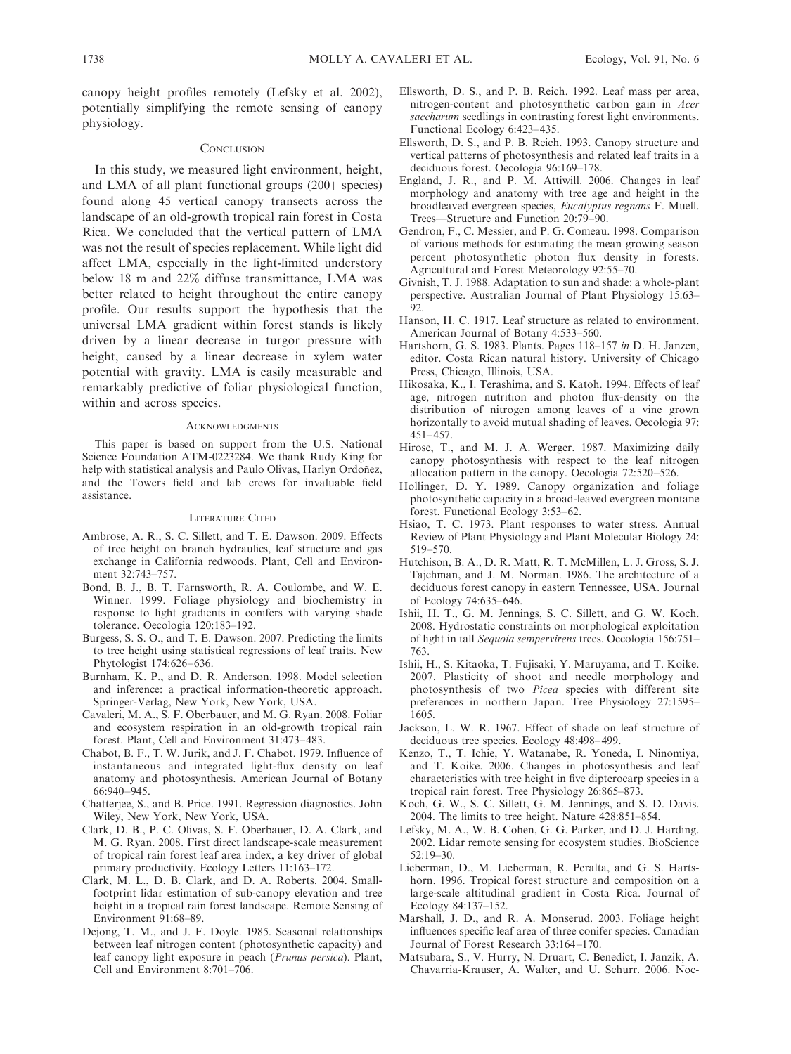canopy height profiles remotely (Lefsky et al. 2002), potentially simplifying the remote sensing of canopy physiology.

## Conclusion

In this study, we measured light environment, height, and LMA of all plant functional groups (200+ species) found along 45 vertical canopy transects across the landscape of an old-growth tropical rain forest in Costa Rica. We concluded that the vertical pattern of LMA was not the result of species replacement. While light did affect LMA, especially in the light-limited understory below 18 m and 22% diffuse transmittance, LMA was better related to height throughout the entire canopy profile. Our results support the hypothesis that the universal LMA gradient within forest stands is likely driven by a linear decrease in turgor pressure with height, caused by a linear decrease in xylem water potential with gravity. LMA is easily measurable and remarkably predictive of foliar physiological function, within and across species.

## Acknowledgments

This paper is based on support from the U.S. National Science Foundation ATM-0223284. We thank Rudy King for help with statistical analysis and Paulo Olivas, Harlyn Ordoñez, and the Towers field and lab crews for invaluable field assistance.

## Literature Cited

Ambrose, A. R., S. C. Sillett, and T. E. Dawson. 2009. Effects of tree height on branch hydraulics, leaf structure and gas exchange in California redwoods. Plant, Cell and Environment 32:743–757.

Bond, B. J., B. T. Farnsworth, R. A. Coulombe, and W. E. Winner. 1999. Foliage physiology and biochemistry in response to light gradients in conifers with varying shade tolerance. Oecologia 120:183–192.

Burgess, S. S. O., and T. E. Dawson. 2007. Predicting the limits to tree height using statistical regressions of leaf traits. New Phytologist 174:626–636.

Burnham, K. P., and D. R. Anderson. 1998. Model selection and inference: a practical information-theoretic approach. Springer-Verlag, New York, New York, USA.

Cavaleri, M. A., S. F. Oberbauer, and M. G. Ryan. 2008. Foliar and ecosystem respiration in an old-growth tropical rain forest. Plant, Cell and Environment 31:473–483.

Chabot, B. F., T. W. Jurik, and J. F. Chabot. 1979. Influence of instantaneous and integrated light-flux density on leaf anatomy and photosynthesis. American Journal of Botany 66:940–945.

Chatterjee, S., and B. Price. 1991. Regression diagnostics. John Wiley, New York, New York, USA.

Clark, D. B., P. C. Olivas, S. F. Oberbauer, D. A. Clark, and M. G. Ryan. 2008. First direct landscape-scale measurement of tropical rain forest leaf area index, a key driver of global primary productivity. Ecology Letters 11:163–172.

Clark, M. L., D. B. Clark, and D. A. Roberts. 2004. Small-footprint lidar estimation of sub-canopy elevation and tree height in a tropical rain forest landscape. Remote Sensing of Environment 91:68–89.

Dejong, T. M., and J. F. Doyle. 1985. Seasonal relationships between leaf nitrogen content (photosynthetic capacity) and leaf canopy light exposure in peach (*Prunus persica*). Plant, Cell and Environment 8:701–706.

Ellsworth, D. S., and P. B. Reich. 1992. Leaf mass per area, nitrogen-content and photosynthetic carbon gain in *Acer saccharum* seedlings in contrasting forest light environments. Functional Ecology 6:423–435.

Ellsworth, D. S., and P. B. Reich. 1993. Canopy structure and vertical patterns of photosynthesis and related leaf traits in a deciduous forest. Oecologia 96:169–178.

England, J. R., and P. M. Attiwill. 2006. Changes in leaf morphology and anatomy with tree age and height in the broadleaved evergreen species, *Eucalyptus regnans* F. Muell. Trees—Structure and Function 20:79–90.

Gendron, F., C. Messier, and P. G. Comeau. 1998. Comparison of various methods for estimating the mean growing season percent photosynthetic photon flux density in forests. Agricultural and Forest Meteorology 92:55–70.

Givnish, T. J. 1988. Adaptation to sun and shade: a whole-plant perspective. Australian Journal of Plant Physiology 15:63–92.

Hanson, H. C. 1917. Leaf structure as related to environment. American Journal of Botany 4:533–560.

Hartshorn, G. S. 1983. Plants. Pages 118–157 *in* D. H. Janzen, editor. Costa Rican natural history. University of Chicago Press, Chicago, Illinois, USA.

Hikosaka, K., I. Terashima, and S. Katoh. 1994. Effects of leaf age, nitrogen nutrition and photon flux-density on the distribution of nitrogen among leaves of a vine grown horizontally to avoid mutual shading of leaves. Oecologia 97: 451–457.

Hirose, T., and M. J. A. Werger. 1987. Maximizing daily canopy photosynthesis with respect to the leaf nitrogen allocation pattern in the canopy. Oecologia 72:520–526.

Hollinger, D. Y. 1989. Canopy organization and foliage photosynthetic capacity in a broad-leaved evergreen montane forest. Functional Ecology 3:53–62.

Hsiao, T. C. 1973. Plant responses to water stress. Annual Review of Plant Physiology and Plant Molecular Biology 24: 519–570.

Hutchison, B. A., D. R. Matt, R. T. McMillen, L. J. Gross, S. J. Tajchman, and J. M. Norman. 1986. The architecture of a deciduous forest canopy in eastern Tennessee, USA. Journal of Ecology 74:635–646.

Ishii, H. T., G. M. Jennings, S. C. Sillett, and G. W. Koch. 2008. Hydrostatic constraints on morphological exploitation of light in tall *Sequoia sempervirens* trees. Oecologia 156:751–763.

Ishii, H., S. Kitaoka, T. Fujisaki, Y. Maruyama, and T. Koike. 2007. Plasticity of shoot and needle morphology and photosynthesis of two *Picea* species with different site preferences in northern Japan. Tree Physiology 27:1595–1605.

Jackson, L. W. R. 1967. Effect of shade on leaf structure of deciduous tree species. Ecology 48:498–499.

Kenzo, T., T. Ichie, Y. Watanabe, R. Yoneda, I. Ninomiya, and T. Koike. 2006. Changes in photosynthesis and leaf characteristics with tree height in five dipterocarp species in a tropical rain forest. Tree Physiology 26:865–873.

Koch, G. W., S. C. Sillett, G. M. Jennings, and S. D. Davis. 2004. The limits to tree height. Nature 428:851–854.

Lefsky, M. A., W. B. Cohen, G. G. Parker, and D. J. Harding. 2002. Lidar remote sensing for ecosystem studies. BioScience 52:19–30.

Lieberman, D., M. Lieberman, R. Peralta, and G. S. Hartshorn. 1996. Tropical forest structure and composition on a large-scale altitudinal gradient in Costa Rica. Journal of Ecology 84:137–152.

Marshall, J. D., and R. A. Monserud. 2003. Foliage height influences specific leaf area of three conifer species. Canadian Journal of Forest Research 33:164–170.

Matsubara, S., V. Hurry, N. Druart, C. Benedict, I. Janzik, A. Chavarria-Krauser, A. Walter, and U. Schurr. 2006. Noc-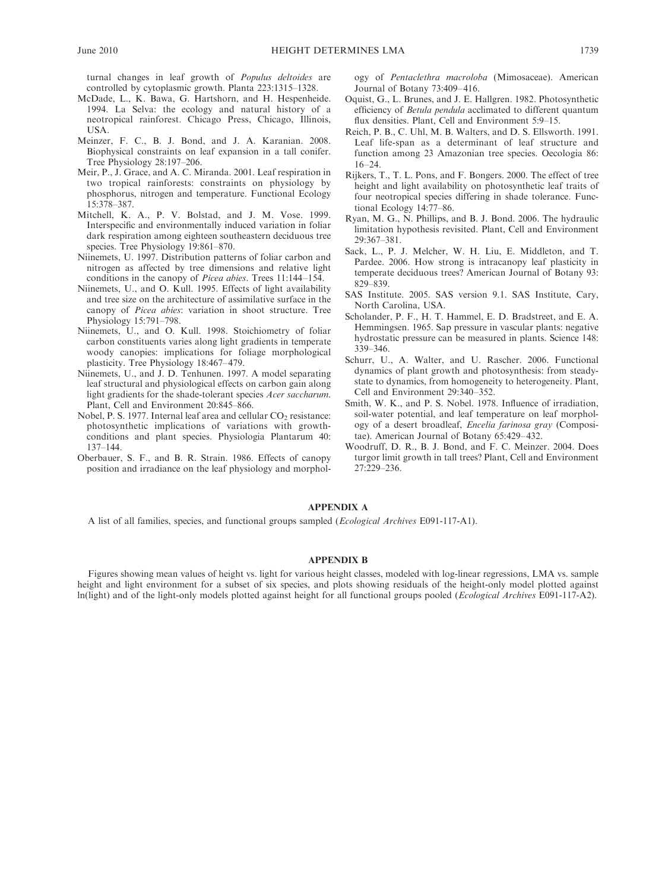turnal changes in leaf growth of *Populus deltoides* are controlled by cytoplasmic growth. Planta 223:1315–1328.

McDade, L., K. Bawa, G. Hartshorn, and H. Hespenheide. 1994. La Selva: the ecology and natural history of a neotropical rainforest. Chicago Press, Chicago, Illinois, USA.

Meinzer, F. C., B. J. Bond, and J. A. Karanian. 2008. Biophysical constraints on leaf expansion in a tall conifer. Tree Physiology 28:197–206.

Meir, P., J. Grace, and A. C. Miranda. 2001. Leaf respiration in two tropical rainforests: constraints on physiology by phosphorus, nitrogen and temperature. Functional Ecology 15:378–387.

Mitchell, K. A., P. V. Bolstad, and J. M. Vose. 1999. Interspecific and environmentally induced variation in foliar dark respiration among eighteen southeastern deciduous tree species. Tree Physiology 19:861–870.

Niinemets, U. 1997. Distribution patterns of foliar carbon and nitrogen as affected by tree dimensions and relative light conditions in the canopy of *Picea abies*. Trees 11:144–154.

Niinemets, U., and O. Kull. 1995. Effects of light availability and tree size on the architecture of assimilative surface in the canopy of *Picea abies*: variation in shoot structure. Tree Physiology 15:791–798.

Niinemets, U., and O. Kull. 1998. Stoichiometry of foliar carbon constituents varies along light gradients in temperate woody canopies: implications for foliage morphological plasticity. Tree Physiology 18:467–479.

Niinemets, U., and J. D. Tenhunen. 1997. A model separating leaf structural and physiological effects on carbon gain along light gradients for the shade-tolerant species *Acer saccharum*. Plant, Cell and Environment 20:845–866.

Nobel, P. S. 1977. Internal leaf area and cellular $CO_2$ resistance: photosynthetic implications of variations with growth-conditions and plant species. Physiologia Plantarum 40: 137–144.

Oberbauer, S. F., and B. R. Strain. 1986. Effects of canopy position and irradiance on the leaf physiology and morphology of *Pentaclethra macroloba* (Mimosaceae). American Journal of Botany 73:409–416.

Oquist, G., L. Brunes, and J. E. Hallgren. 1982. Photosynthetic efficiency of *Betula pendula* acclimated to different quantum flux densities. Plant, Cell and Environment 5:9–15.

Reich, P. B., C. Uhl, M. B. Walters, and D. S. Ellsworth. 1991. Leaf life-span as a determinant of leaf structure and function among 23 Amazonian tree species. Oecologia 86: 16–24.

Rijkers, T., T. L. Pons, and F. Bongers. 2000. The effect of tree height and light availability on photosynthetic leaf traits of four neotropical species differing in shade tolerance. Functional Ecology 14:77–86.

Ryan, M. G., N. Phillips, and B. J. Bond. 2006. The hydraulic limitation hypothesis revisited. Plant, Cell and Environment 29:367–381.

Sack, L., P. J. Melcher, W. H. Liu, E. Middleton, and T. Pardee. 2006. How strong is intracanopy leaf plasticity in temperate deciduous trees? American Journal of Botany 93: 829–839.

SAS Institute. 2005. SAS version 9.1. SAS Institute, Cary, North Carolina, USA.

Scholander, P. F., H. T. Hammel, E. D. Bradstreet, and E. A. Hemmingsen. 1965. Sap pressure in vascular plants: negative hydrostatic pressure can be measured in plants. Science 148: 339–346.

Schurr, U., A. Walter, and U. Rascher. 2006. Functional dynamics of plant growth and photosynthesis: from steady-state to dynamics, from homogeneity to heterogeneity. Plant, Cell and Environment 29:340–352.

Smith, W. K., and P. S. Nobel. 1978. Influence of irradiation, soil-water potential, and leaf temperature on leaf morphology of a desert broadleaf, *Encelia farinosa gray* (Compositae). American Journal of Botany 65:429–432.

Woodruff, D. R., B. J. Bond, and F. C. Meinzer. 2004. Does turgor limit growth in tall trees? Plant, Cell and Environment 27:229–236.

## APPENDIX A

A list of all families, species, and functional groups sampled (*Ecological Archives* E091-117-A1).

## APPENDIX B

Figures showing mean values of height vs. light for various height classes, modeled with log-linear regressions, LMA vs. sample height and light environment for a subset of six species, and plots showing residuals of the height-only model plotted against ln(light) and of the light-only models plotted against height for all functional groups pooled (*Ecological Archives* E091-117-A2).